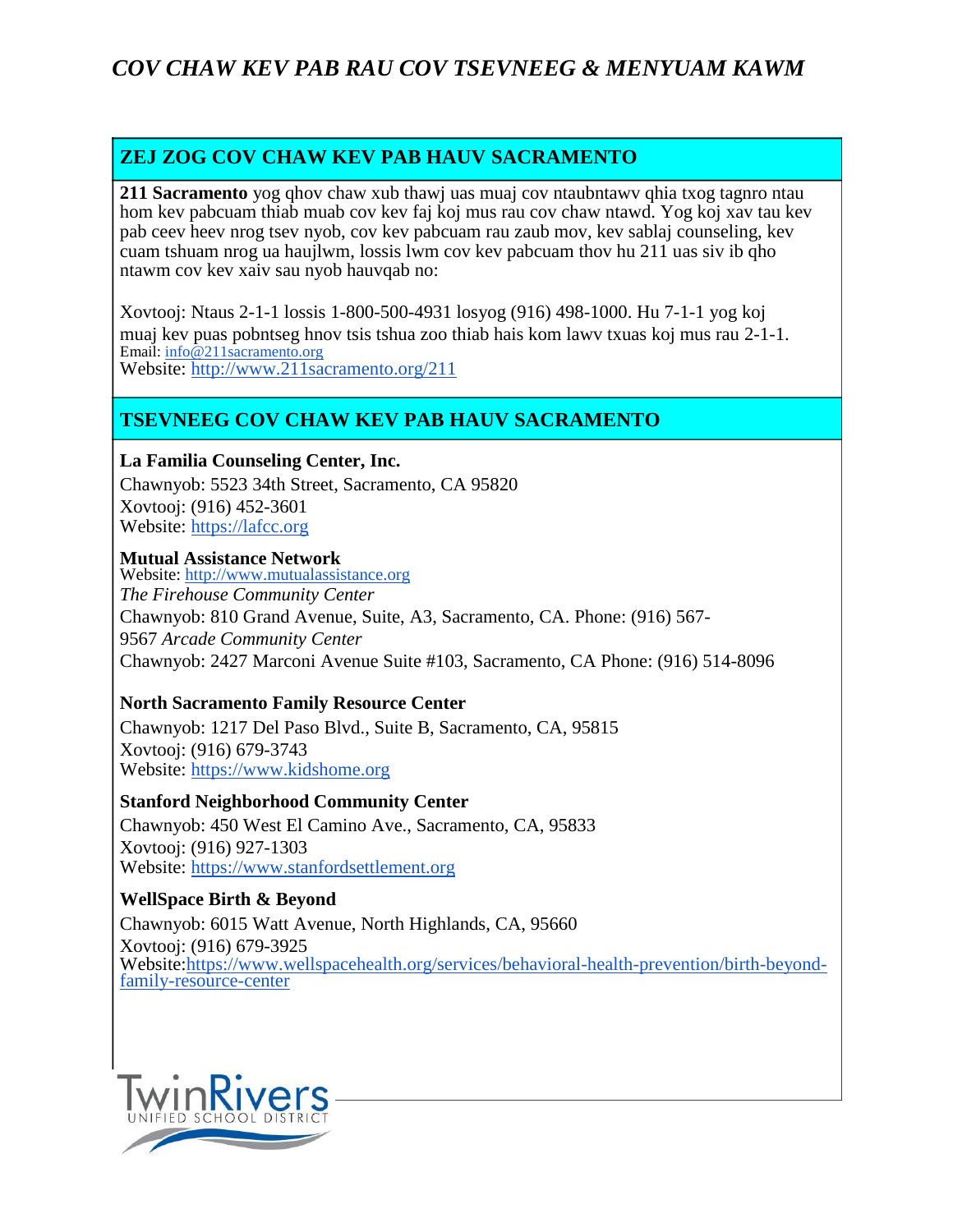# *COV CHAW KEV PAB RAU COV TSEVNEEG & MENYUAM KAWM*

## ZEJ ZOG COV CHAW KEV PAB HAUV SACRAMENTO

**211 Sacramento** yog qhov chaw xub thawj uas muaj cov ntaubntawv qhia txog tagnro ntau hom kev pabcuam thiab muab cov kev faj koj mus rau cov chaw ntawd. Yog koj xav tau kev pab ceev heev nrog tsev nyob, cov kev pabcuam rau zaub mov, kev sablaj counseling, kev cuam tshuam nrog ua haujlwm, lossis lwm cov kev pabcuam thov hu 211 uas siv ib qho ntawm cov kev xaiv sau nyob hauvqab no:

Xovtooj: Ntaus 2-1-1 lossis 1-800-500-4931 losyog (916) 498-1000. Hu 7-1-1 yog koj muaj kev puas pobntseg hnov tsis tshua zoo thiab hais kom lawv txuas koj mus rau 2-1-1.
Email: info@211sacramento.org
Website: http://www.211sacramento.org/211

## TSEVNEEG COV CHAW KEV PAB HAUV SACRAMENTO

**La Familia Counseling Center, Inc.**
Chawnyob: 5523 34th Street, Sacramento, CA 95820
Xovtooj: (916) 452-3601
Website: https://lafcc.org

**Mutual Assistance Network**
Website: http://www.mutualassistance.org
*The Firehouse Community Center*
Chawnyob: 810 Grand Avenue, Suite, A3, Sacramento, CA. Phone: (916) 567-9567 *Arcade Community Center*
Chawnyob: 2427 Marconi Avenue Suite #103, Sacramento, CA Phone: (916) 514-8096

**North Sacramento Family Resource Center**
Chawnyob: 1217 Del Paso Blvd., Suite B, Sacramento, CA, 95815
Xovtooj: (916) 679-3743
Website: https://www.kidshome.org

**Stanford Neighborhood Community Center**
Chawnyob: 450 West El Camino Ave., Sacramento, CA, 95833
Xovtooj: (916) 927-1303
Website: https://www.stanfordsettlement.org

**WellSpace Birth & Beyond**
Chawnyob: 6015 Watt Avenue, North Highlands, CA, 95660
Xovtooj: (916) 679-3925
Website: https://www.wellspacehealth.org/services/behavioral-health-prevention/birth-beyond-family-resource-center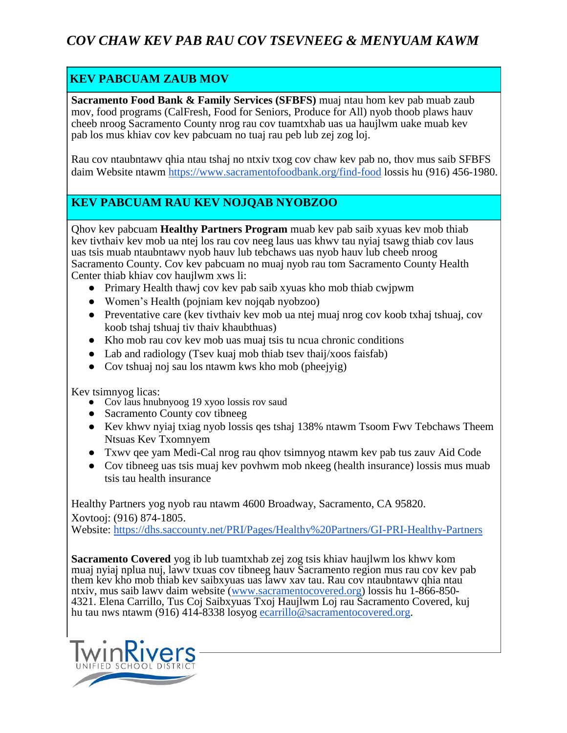# *COV CHAW KEV PAB RAU COV TSEVNEEG & MENYUAM KAWM*

## KEV PABCUAM ZAUB MOV

**Sacramento Food Bank & Family Services (SFBFS)** muaj ntau hom kev pab muab zaub mov, food programs (CalFresh, Food for Seniors, Produce for All) nyob thoob plaws hauv cheeb nroog Sacramento County nrog rau cov tuamtxhab uas ua haujlwm uake muab kev pab los mus khiav cov kev pabcuam no tuaj rau peb lub zej zog loj.

Rau cov ntaubntawv qhia ntau tshaj no ntxiv txog cov chaw kev pab no, thov mus saib SFBFS daim Website ntawm https://www.sacramentofoodbank.org/find-food lossis hu (916) 456-1980.

## KEV PABCUAM RAU KEV NOJQAB NYOBZOO

Qhov kev pabcuam **Healthy Partners Program** muab kev pab saib xyuas kev mob thiab kev tivthaiv kev mob ua ntej los rau cov neeg laus uas khwv tau nyiaj tsawg thiab cov laus uas tsis muab ntaubntawv nyob hauv lub tebchaws uas nyob hauv lub cheeb nroog Sacramento County. Cov kev pabcuam no muaj nyob rau tom Sacramento County Health Center thiab khiav cov haujlwm xws li:

- Primary Health thawj cov kev pab saib xyuas kho mob thiab cwjpwm
- Women's Health (pojniam kev nojqab nyobzoo)
- Preventative care (kev tivthaiv kev mob ua ntej muaj nrog cov koob txhaj tshuaj, cov koob tshaj tshuaj tiv thaiv khaubthuas)
- Kho mob rau cov kev mob uas muaj tsis tu ncua chronic conditions
- Lab and radiology (Tsev kuaj mob thiab tsev thaij/xoos faisfab)
- Cov tshuaj noj sau los ntawm kws kho mob (pheejyig)

Kev tsimnyog licas:

- Cov laus hnubnyoog 19 xyoo lossis rov saud
- Sacramento County cov tibneeg
- Kev khwv nyiaj txiag nyob lossis qes tshaj 138% ntawm Tsoom Fwv Tebchaws Theem Ntsuas Kev Txomnyem
- Txwv qee yam Medi-Cal nrog rau qhov tsimnyog ntawm kev pab tus zauv Aid Code
- Cov tibneeg uas tsis muaj kev povhwm mob nkeeg (health insurance) lossis mus muab tsis tau health insurance

Healthy Partners yog nyob rau ntawm 4600 Broadway, Sacramento, CA 95820.
Xovtooj: (916) 874-1805.
Website: https://dhs.saccounty.net/PRI/Pages/Healthy%20Partners/GI-PRI-Healthy-Partners

**Sacramento Covered** yog ib lub tuamtxhab zej zog tsis khiav haujlwm los khwv kom muaj nyiaj nplua nuj, lawv txuas cov tibneeg hauv Sacramento region mus rau cov kev pab them kev kho mob thiab kev saibxyuas uas lawv xav tau. Rau cov ntaubntawv qhia ntau ntxiv, mus saib lawv daim website (www.sacramentocovered.org) lossis hu 1-866-850-4321. Elena Carrillo, Tus Coj Saibxyuas Txoj Haujlwm Loj rau Sacramento Covered, kuj hu tau nws ntawm (916) 414-8338 losyog ecarrillo@sacramentocovered.org.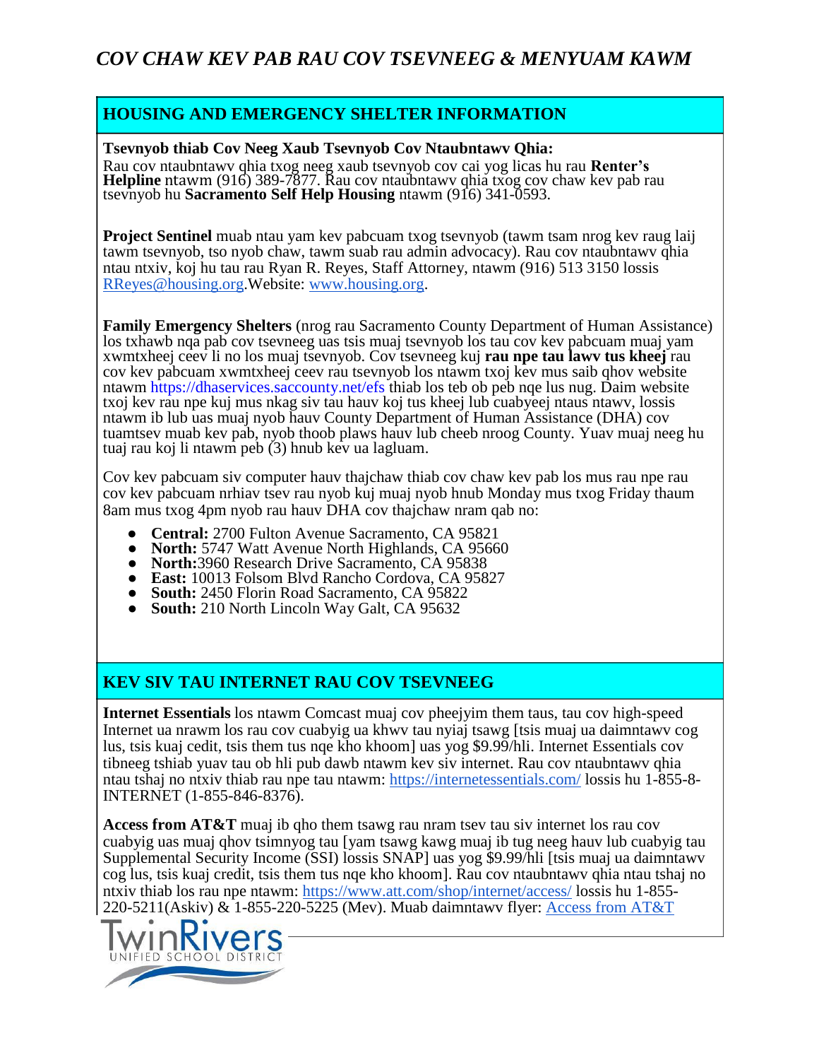# *COV CHAW KEV PAB RAU COV TSEVNEEG & MENYUAM KAWM*

## HOUSING AND EMERGENCY SHELTER INFORMATION

**Tsevnyob thiab Cov Neeg Xaub Tsevnyob Cov Ntaubntawv Qhia:**
Rau cov ntaubntawv qhia txog neeg xaub tsevnyob cov cai yog licas hu rau **Renter's Helpline** ntawm (916) 389-7877. Rau cov ntaubntawv qhia txog cov chaw kev pab rau tsevnyob hu **Sacramento Self Help Housing** ntawm (916) 341-0593.

**Project Sentinel** muab ntau yam kev pabcuam txog tsevnyob (tawm tsam nrog kev raug laij tawm tsevnyob, tso nyob chaw, tawm suab rau admin advocacy). Rau cov ntaubntawv qhia ntau ntxiv, koj hu tau rau Ryan R. Reyes, Staff Attorney, ntawm (916) 513 3150 lossis RReyes@housing.org.Website: www.housing.org.

**Family Emergency Shelters** (nrog rau Sacramento County Department of Human Assistance) los txhawb nqa pab cov tsevneeg uas tsis muaj tsevnyob los tau cov kev pabcuam muaj yam xwmtxheej ceev li no los muaj tsevnyob. Cov tsevneeg kuj **rau npe tau lawv tus kheej** rau cov kev pabcuam xwmtxheej ceev rau tsevnyob los ntawm txoj kev mus saib qhov website ntawm https://dhaservices.saccounty.net/efs thiab los teb ob peb nqe lus nug. Daim website txoj kev rau npe kuj mus nkag siv tau hauv koj tus kheej lub cuabyeej ntaus ntawv, lossis ntawm ib lub uas muaj nyob hauv County Department of Human Assistance (DHA) cov tuamtsev muab kev pab, nyob thoob plaws hauv lub cheeb nroog County. Yuav muaj neeg hu tuaj rau koj li ntawm peb (3) hnub kev ua lagluam.

Cov kev pabcuam siv computer hauv thajchaw thiab cov chaw kev pab los mus rau npe rau cov kev pabcuam nrhiav tsev rau nyob kuj muaj nyob hnub Monday mus txog Friday thaum 8am mus txog 4pm nyob rau hauv DHA cov thajchaw nram qab no:

- **Central:** 2700 Fulton Avenue Sacramento, CA 95821
- **North:** 5747 Watt Avenue North Highlands, CA 95660
- **North:**3960 Research Drive Sacramento, CA 95838
- **East:** 10013 Folsom Blvd Rancho Cordova, CA 95827
- **South:** 2450 Florin Road Sacramento, CA 95822
- **South:** 210 North Lincoln Way Galt, CA 95632

## KEV SIV TAU INTERNET RAU COV TSEVNEEG

**Internet Essentials** los ntawm Comcast muaj cov pheejyim them taus, tau cov high-speed Internet ua nrawm los rau cov cuabyig ua khwv tau nyiaj tsawg [tsis muaj ua daimntawv cog lus, tsis kuaj cedit, tsis them tus nqe kho khoom] uas yog $9.99/hli. Internet Essentials cov tibneeg tshiab yuav tau ob hli pub dawb ntawm kev siv internet. Rau cov ntaubntawv qhia ntau tshaj no ntxiv thiab rau npe tau ntawm: https://internetessentials.com/ lossis hu 1-855-8-INTERNET (1-855-846-8376).

**Access from AT&T** muaj ib qho them tsawg rau nram tsev tau siv internet los rau cov cuabyig uas muaj qhov tsimnyog tau [yam tsawg kawg muaj ib tug neeg hauv lub cuabyig tau Supplemental Security Income (SSI) lossis SNAP] uas yog $9.99/hli [tsis muaj ua daimntawv cog lus, tsis kuaj credit, tsis them tus nqe kho khoom]. Rau cov ntaubntawv qhia ntau tshaj no ntxiv thiab los rau npe ntawm: https://www.att.com/shop/internet/access/ lossis hu 1-855-220-5211(Askiv) & 1-855-220-5225 (Mev). Muab daimntawv flyer: Access from AT&T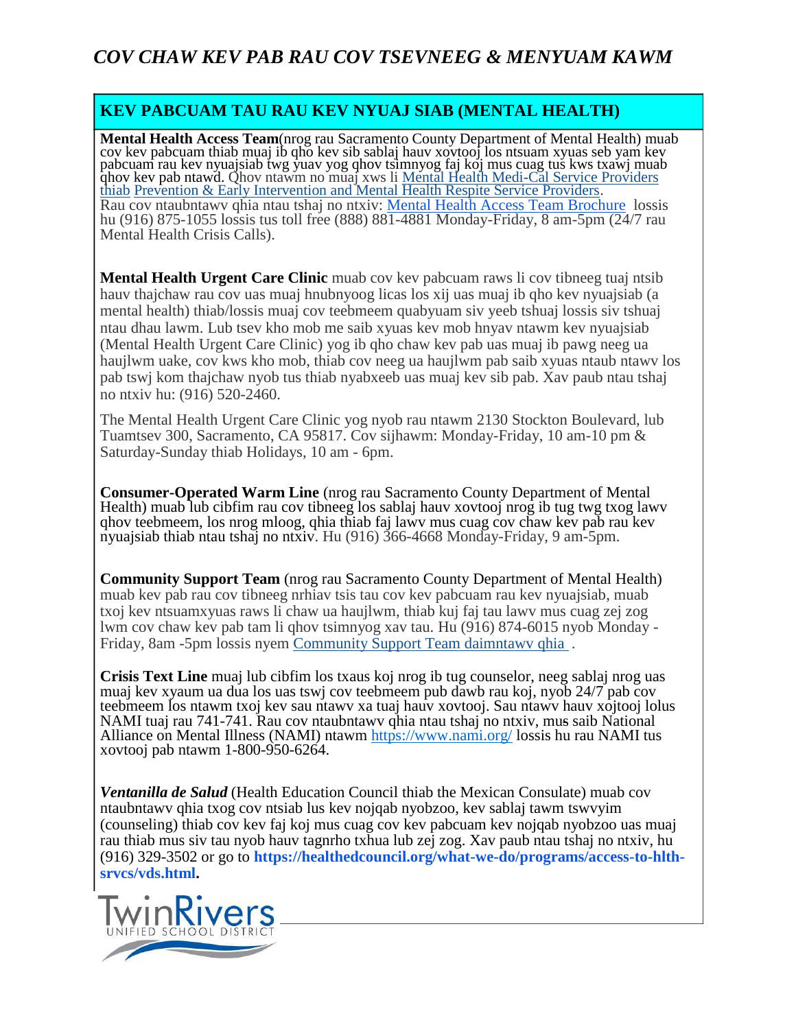# *COV CHAW KEV PAB RAU COV TSEVNEEG & MENYUAM KAWM*

## KEV PABCUAM TAU RAU KEV NYUAJ SIAB (MENTAL HEALTH)

**Mental Health Access Team**(nrog rau Sacramento County Department of Mental Health) muab cov kev pabcuam thiab muaj ib qho kev sib sablaj hauv xovtooj los ntsuam xyuas seb yam kev pabcuam rau kev nyuajsiab twg yuav yog qhov tsimnyog faj koj mus cuag tus kws txawj muab qhov kev pab ntawd. Qhov ntawm no muaj xws li Mental Health Medi-Cal Service Providers thiab Prevention & Early Intervention and Mental Health Respite Service Providers. Rau cov ntaubntawv qhia ntau tshaj no ntxiv: Mental Health Access Team Brochure lossis hu (916) 875-1055 lossis tus toll free (888) 881-4881 Monday-Friday, 8 am-5pm (24/7 rau Mental Health Crisis Calls).

**Mental Health Urgent Care Clinic** muab cov kev pabcuam raws li cov tibneeg tuaj ntsib hauv thajchaw rau cov uas muaj hnubnyoog licas los xij uas muaj ib qho kev nyuajsiab (a mental health) thiab/lossis muaj cov teebmeem quabyuam siv yeeb tshuaj lossis siv tshuaj ntau dhau lawm. Lub tsev kho mob me saib xyuas kev mob hnyav ntawm kev nyuajsiab (Mental Health Urgent Care Clinic) yog ib qho chaw kev pab uas muaj ib pawg neeg ua haujlwm uake, cov kws kho mob, thiab cov neeg ua haujlwm pab saib xyuas ntaub ntawv los pab tswj kom thajchaw nyob tus thiab nyabxeeb uas muaj kev sib pab. Xav paub ntau tshaj no ntxiv hu: (916) 520-2460.

The Mental Health Urgent Care Clinic yog nyob rau ntawm 2130 Stockton Boulevard, lub Tuamtsev 300, Sacramento, CA 95817. Cov sijhawm: Monday-Friday, 10 am-10 pm & Saturday-Sunday thiab Holidays, 10 am - 6pm.

**Consumer-Operated Warm Line** (nrog rau Sacramento County Department of Mental Health) muab lub cibfim rau cov tibneeg los sablaj hauv xovtooj nrog ib tug twg txog lawv qhov teebmeem, los nrog mloog, qhia thiab faj lawv mus cuag cov chaw kev pab rau kev nyuajsiab thiab ntau tshaj no ntxiv. Hu (916) 366-4668 Monday-Friday, 9 am-5pm.

**Community Support Team** (nrog rau Sacramento County Department of Mental Health) muab kev pab rau cov tibneeg nrhiav tsis tau cov kev pabcuam rau kev nyuajsiab, muab txoj kev ntsuamxyuas raws li chaw ua haujlwm, thiab kuj faj tau lawv mus cuag zej zog lwm cov chaw kev pab tam li qhov tsimnyog xav tau. Hu (916) 874-6015 nyob Monday - Friday, 8am -5pm lossis nyem Community Support Team daimntawv qhia .

**Crisis Text Line** muaj lub cibfim los txaus koj nrog ib tug counselor, neeg sablaj nrog uas muaj kev xyaum ua dua los uas tswj cov teebmeem pub dawb rau koj, nyob 24/7 pab cov teebmeem los ntawm txoj kev sau ntawv xa tuaj hauv xovtooj. Sau ntawv hauv xojtooj lolus NAMI tuaj rau 741-741. Rau cov ntaubntawv qhia ntau tshaj no ntxiv, mus saib National Alliance on Mental Illness (NAMI) ntawm https://www.nami.org/ lossis hu rau NAMI tus xovtooj pab ntawm 1-800-950-6264.

***Ventanilla de Salud*** (Health Education Council thiab the Mexican Consulate) muab cov ntaubntawv qhia txog cov ntsiab lus kev nojqab nyobzoo, kev sablaj tawm tswvyim (counseling) thiab cov kev faj koj mus cuag cov kev pabcuam kev nojqab nyobzoo uas muaj rau thiab mus siv tau nyob hauv tagnrho txhua lub zej zog. Xav paub ntau tshaj no ntxiv, hu (916) 329-3502 or go to **https://healthedcouncil.org/what-we-do/programs/access-to-hlth-srvcs/vds.html.**

TwinRivers UNIFIED SCHOOL DISTRICT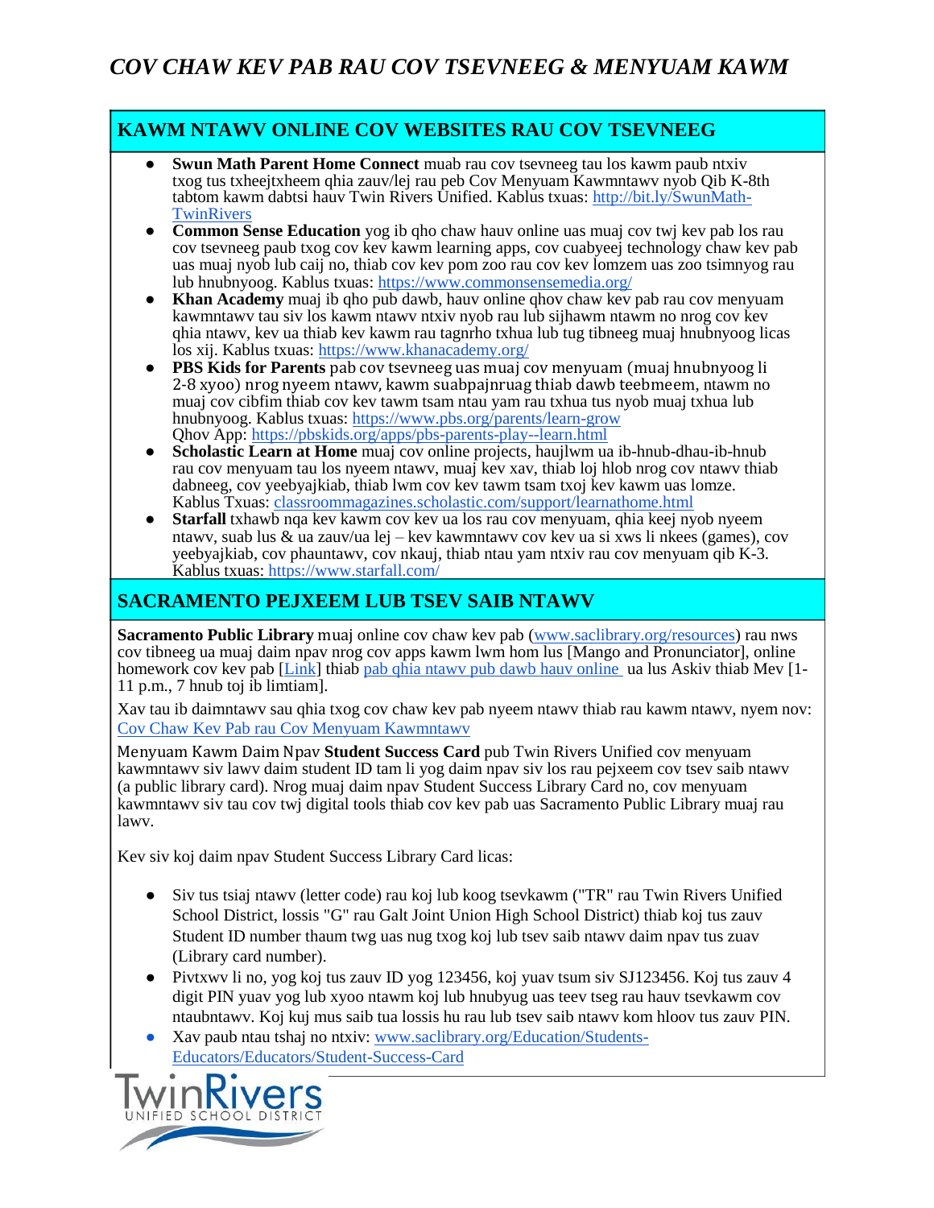# *COV CHAW KEV PAB RAU COV TSEVNEEG & MENYUAM KAWM*

## KAWM NTAWV ONLINE COV WEBSITES RAU COV TSEVNEEG

- **Swun Math Parent Home Connect** muab rau cov tsevneeg tau los kawm paub ntxiv txog tus txheejtxheem qhia zauv/lej rau peb Cov Menyuam Kawmntawv nyob Qib K-8th tabtom kawm dabtsi hauv Twin Rivers Unified. Kablus txuas: [http://bit.ly/SwunMath-TwinRivers](http://bit.ly/SwunMath-TwinRivers)
- **Common Sense Education** yog ib qho chaw hauv online uas muaj cov twj kev pab los rau cov tsevneeg paub txog cov kev kawm learning apps, cov cuabyeej technology chaw kev pab uas muaj nyob lub caij no, thiab cov kev pom zoo rau cov kev lomzem uas zoo tsimnyog rau lub hnubnyoog. Kablus txuas: [https://www.commonsensemedia.org/](https://www.commonsensemedia.org/)
- **Khan Academy** muaj ib qho pub dawb, hauv online qhov chaw kev pab rau cov menyuam kawmntawv tau siv los kawm ntawv ntxiv nyob rau lub sijhawm ntawm no nrog cov kev qhia ntawv, kev ua thiab kev kawm rau tagnrho txhua lub tug tibneeg muaj hnubnyoog licas los xij. Kablus txuas: [https://www.khanacademy.org/](https://www.khanacademy.org/)
- **PBS Kids for Parents** pab cov tsevneeg uas muaj cov menyuam (muaj hnubnyoog li 2-8 xyoo) nrog nyeem ntawv, kawm suabpajnruag thiab dawb teebmeem, ntawm no muaj cov cibfim thiab cov kev tawm tsam ntau yam rau txhua tus nyob muaj txhua lub hnubnyoog. Kablus txuas: [https://www.pbs.org/parents/learn-grow](https://www.pbs.org/parents/learn-grow)
  Qhov App: [https://pbskids.org/apps/pbs-parents-play--learn.html](https://pbskids.org/apps/pbs-parents-play--learn.html)
- **Scholastic Learn at Home** muaj cov online projects, haujlwm ua ib-hnub-dhau-ib-hnub rau cov menyuam tau los nyeem ntawv, muaj kev xav, thiab loj hlob nrog cov ntawv thiab dabneeg, cov yeebyajkiab, thiab lwm cov kev tawm tsam txoj kev kawm uas lomze. Kablus Txuas: [classroommagazines.scholastic.com/support/learnathome.html](classroommagazines.scholastic.com/support/learnathome.html)
- **Starfall** txhawb nqa kev kawm cov kev ua los rau cov menyuam, qhia keej nyob nyeem ntawv, suab lus & ua zauv/ua lej – kev kawmntawv cov kev ua si xws li nkees (games), cov yeebyajkiab, cov phauntawv, cov nkauj, thiab ntau yam ntxiv rau cov menyuam qib K-3. Kablus txuas: [https://www.starfall.com/](https://www.starfall.com/)

## SACRAMENTO PEJXEEM LUB TSEV SAIB NTAWV

**Sacramento Public Library** muaj online cov chaw kev pab ([www.saclibrary.org/resources](www.saclibrary.org/resources)) rau nws cov tibneeg ua muaj daim npav nrog cov apps kawm lwm hom lus [Mango and Pronunciator], online homework cov kev pab [Link] thiab [pab qhia ntawv pub dawb hauv online](#) ua lus Askiv thiab Mev [1-11 p.m., 7 hnub toj ib limtiam].

Xav tau ib daimntawv sau qhia txog cov chaw kev pab nyeem ntawv thiab rau kawm ntawv, nyem nov: [Cov Chaw Kev Pab rau Cov Menyuam Kawmntawv](#)

Menyuam Kawm Daim Npav **Student Success Card** pub Twin Rivers Unified cov menyuam kawmntawv siv lawv daim student ID tam li yog daim npav siv los rau pejxeem cov tsev saib ntawv (a public library card). Nrog muaj daim npav Student Success Library Card no, cov menyuam kawmntawv siv tau cov twj digital tools thiab cov kev pab uas Sacramento Public Library muaj rau lawv.

Kev siv koj daim npav Student Success Library Card licas:

- Siv tus tsiaj ntawv (letter code) rau koj lub koog tsevkawm ("TR" rau Twin Rivers Unified School District, lossis "G" rau Galt Joint Union High School District) thiab koj tus zauv Student ID number thaum twg uas nug txog koj lub tsev saib ntawv daim npav tus zuav (Library card number).
- Pivtxwv li no, yog koj tus zauv ID yog 123456, koj yuav tsum siv SJ123456. Koj tus zauv 4 digit PIN yuav yog lub xyoo ntawm koj lub hnubyug uas teev tseg rau hauv tsevkawm cov ntaubntawv. Koj kuj mus saib tua lossis hu rau lub tsev saib ntawv kom hloov tus zauv PIN.
- Xav paub ntau tshaj no ntxiv: [www.saclibrary.org/Education/Students-Educators/Educators/Student-Success-Card](www.saclibrary.org/Education/Students-Educators/Educators/Student-Success-Card)

TwinRivers UNIFIED SCHOOL DISTRICT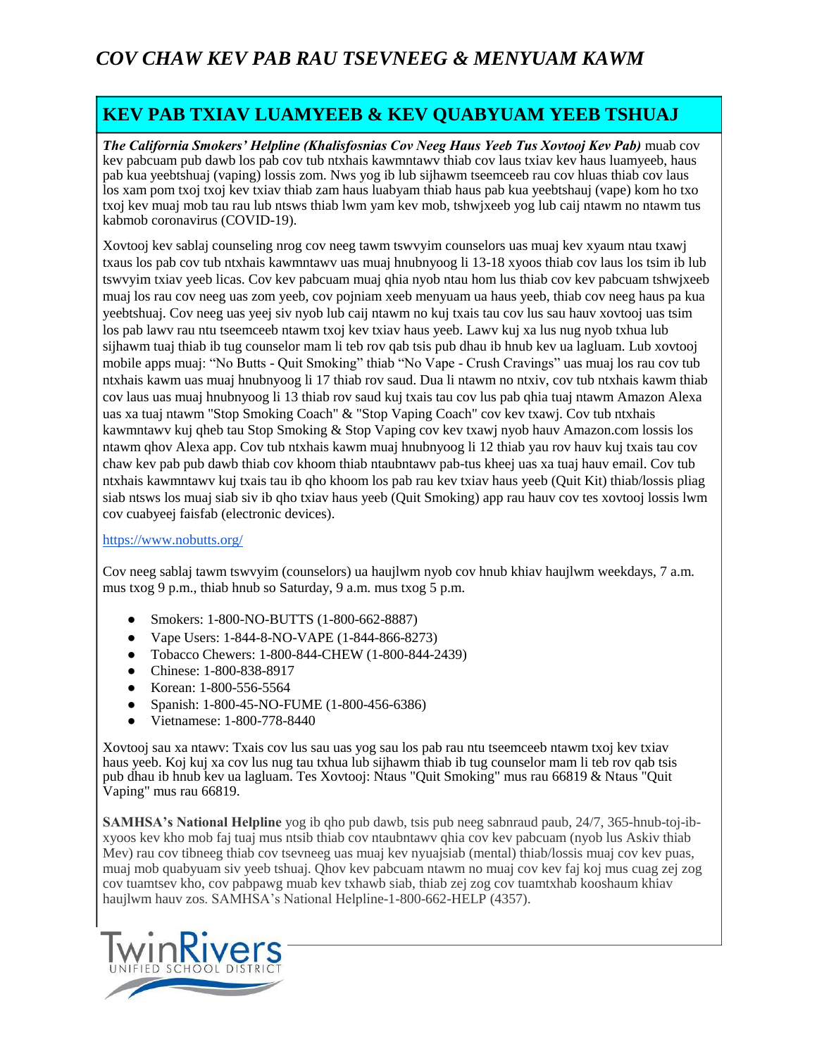# *COV CHAW KEV PAB RAU TSEVNEEG & MENYUAM KAWM*

## KEV PAB TXIAV LUAMYEEB & KEV QUABYUAM YEEB TSHUAJ

***The California Smokers' Helpline (Khalisfosnias Cov Neeg Haus Yeeb Tus Xovtooj Kev Pab)*** muab cov kev pabcuam pub dawb los pab cov tub ntxhais kawmntawv thiab cov laus txiav kev haus luamyeeb, haus pab kua yeebtshuaj (vaping) lossis zom. Nws yog ib lub sijhawm tseemceeb rau cov hluas thiab cov laus los xam pom txoj txoj kev txiav thiab zam haus luabyam thiab haus pab kua yeebtshauj (vape) kom ho txo txoj kev muaj mob tau rau lub ntsws thiab lwm yam kev mob, tshwjxeeb yog lub caij ntawm no ntawm tus kabmob coronavirus (COVID-19).

Xovtooj kev sablaj counseling nrog cov neeg tawm tswvyim counselors uas muaj kev xyaum ntau txawj txaus los pab cov tub ntxhais kawmntawv uas muaj hnubnyoog li 13-18 xyoos thiab cov laus los tsim ib lub tswvyim txiav yeeb licas. Cov kev pabcuam muaj qhia nyob ntau hom lus thiab cov kev pabcuam tshwjxeeb muaj los rau cov neeg uas zom yeeb, cov pojniam xeeb menyuam ua haus yeeb, thiab cov neeg haus pa kua yeebtshuaj. Cov neeg uas yeej siv nyob lub caij ntawm no kuj txais tau cov lus sau hauv xovtooj uas tsim los pab lawv rau ntu tseemceeb ntawm txoj kev txiav haus yeeb. Lawv kuj xa lus nug nyob txhua lub sijhawm tuaj thiab ib tug counselor mam li teb rov qab tsis pub dhau ib hnub kev ua lagluam. Lub xovtooj mobile apps muaj: "No Butts - Quit Smoking" thiab "No Vape - Crush Cravings" uas muaj los rau cov tub ntxhais kawm uas muaj hnubnyoog li 17 thiab rov saud. Dua li ntawm no ntxiv, cov tub ntxhais kawm thiab cov laus uas muaj hnubnyoog li 13 thiab rov saud kuj txais tau cov lus pab qhia tuaj ntawm Amazon Alexa uas xa tuaj ntawm "Stop Smoking Coach" & "Stop Vaping Coach" cov kev txawj. Cov tub ntxhais kawmntawv kuj qheb tau Stop Smoking & Stop Vaping cov kev txawj nyob hauv Amazon.com lossis los ntawm qhov Alexa app. Cov tub ntxhais kawm muaj hnubnyoog li 12 thiab yau rov hauv kuj txais tau cov chaw kev pab pub dawb thiab cov khoom thiab ntaubntawv pab-tus kheej uas xa tuaj hauv email. Cov tub ntxhais kawmntawv kuj txais tau ib qho khoom los pab rau kev txiav haus yeeb (Quit Kit) thiab/lossis pliag siab ntsws los muaj siab siv ib qho txiav haus yeeb (Quit Smoking) app rau hauv cov tes xovtooj lossis lwm cov cuabyeej faisfab (electronic devices).

https://www.nobutts.org/

Cov neeg sablaj tawm tswvyim (counselors) ua haujlwm nyob cov hnub khiav haujlwm weekdays, 7 a.m. mus txog 9 p.m., thiab hnub so Saturday, 9 a.m. mus txog 5 p.m.

- Smokers: 1-800-NO-BUTTS (1-800-662-8887)
- Vape Users: 1-844-8-NO-VAPE (1-844-866-8273)
- Tobacco Chewers: 1-800-844-CHEW (1-800-844-2439)
- Chinese: 1-800-838-8917
- Korean: 1-800-556-5564
- Spanish: 1-800-45-NO-FUME (1-800-456-6386)
- Vietnamese: 1-800-778-8440

Xovtooj sau xa ntawv: Txais cov lus sau uas yog sau los pab rau ntu tseemceeb ntawm txoj kev txiav haus yeeb. Koj kuj xa cov lus nug tau txhua lub sijhawm thiab ib tug counselor mam li teb rov qab tsis pub dhau ib hnub kev ua lagluam. Tes Xovtooj: Ntaus "Quit Smoking" mus rau 66819 & Ntaus "Quit Vaping" mus rau 66819.

**SAMHSA's National Helpline** yog ib qho pub dawb, tsis pub neeg sabnraud paub, 24/7, 365-hnub-toj-ib-xyoos kev kho mob faj tuaj mus ntsib thiab cov ntaubntawv qhia cov kev pabcuam (nyob lus Askiv thiab Mev) rau cov tibneeg thiab cov tsevneeg uas muaj kev nyuajsiab (mental) thiab/lossis muaj cov kev puas, muaj mob quabyuam siv yeeb tshuaj. Qhov kev pabcuam ntawm no muaj cov kev faj koj mus cuag zej zog cov tuamtsev kho, cov pabpawg muab kev txhawb siab, thiab zej zog cov tuamtxhab kooshaum khiav haujlwm hauv zos. SAMHSA's National Helpline-1-800-662-HELP (4357).

TwinRivers UNIFIED SCHOOL DISTRICT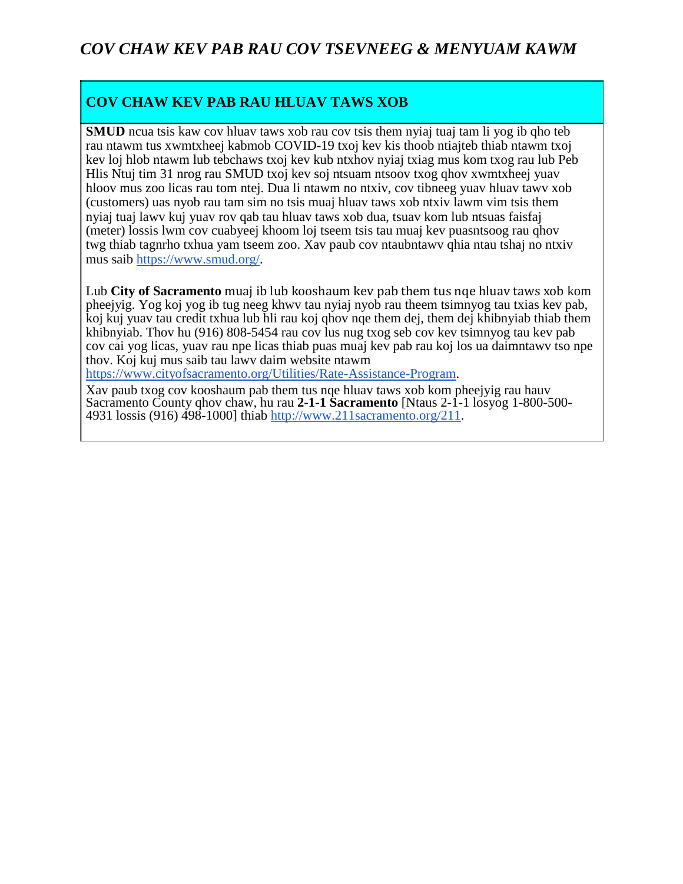# *COV CHAW KEV PAB RAU COV TSEVNEEG & MENYUAM KAWM*

## COV CHAW KEV PAB RAU HLUAV TAWS XOB

**SMUD** ncua tsis kaw cov hluav taws xob rau cov tsis them nyiaj tuaj tam li yog ib qho teb rau ntawm tus xwmtxheej kabmob COVID-19 txoj kev kis thoob ntiajteb thiab ntawm txoj kev loj hlob ntawm lub tebchaws txoj kev kub ntxhov nyiaj txiag mus kom txog rau lub Peb Hlis Ntuj tim 31 nrog rau SMUD txoj kev soj ntsuam ntsoov txog qhov xwmtxheej yuav hloov mus zoo licas rau tom ntej. Dua li ntawm no ntxiv, cov tibneeg yuav hluav tawv xob (customers) uas nyob rau tam sim no tsis muaj hluav taws xob ntxiv lawm vim tsis them nyiaj tuaj lawv kuj yuav rov qab tau hluav taws xob dua, tsuav kom lub ntsuas faisfaj (meter) lossis lwm cov cuabyeej khoom loj tseem tsis tau muaj kev puasntsoog rau qhov twg thiab tagnrho txhua yam tseem zoo. Xav paub cov ntaubntawv qhia ntau tshaj no ntxiv mus saib https://www.smud.org/.

Lub **City of Sacramento** muaj ib lub kooshaum kev pab them tus nqe hluav taws xob kom pheejyig. Yog koj yog ib tug neeg khwv tau nyiaj nyob rau theem tsimnyog tau txias kev pab, koj kuj yuav tau credit txhua lub hli rau koj qhov nqe them dej, them dej khibnyiab thiab them khibnyiab. Thov hu (916) 808-5454 rau cov lus nug txog seb cov kev tsimnyog tau kev pab cov cai yog licas, yuav rau npe licas thiab puas muaj kev pab rau koj los ua daimntawv tso npe thov. Koj kuj mus saib tau lawv daim website ntawm https://www.cityofsacramento.org/Utilities/Rate-Assistance-Program.

Xav paub txog cov kooshaum pab them tus nqe hluav taws xob kom pheejyig rau hauv Sacramento County qhov chaw, hu rau **2-1-1 Sacramento** [Ntaus 2-1-1 losyog 1-800-500-4931 lossis (916) 498-1000] thiab http://www.211sacramento.org/211.